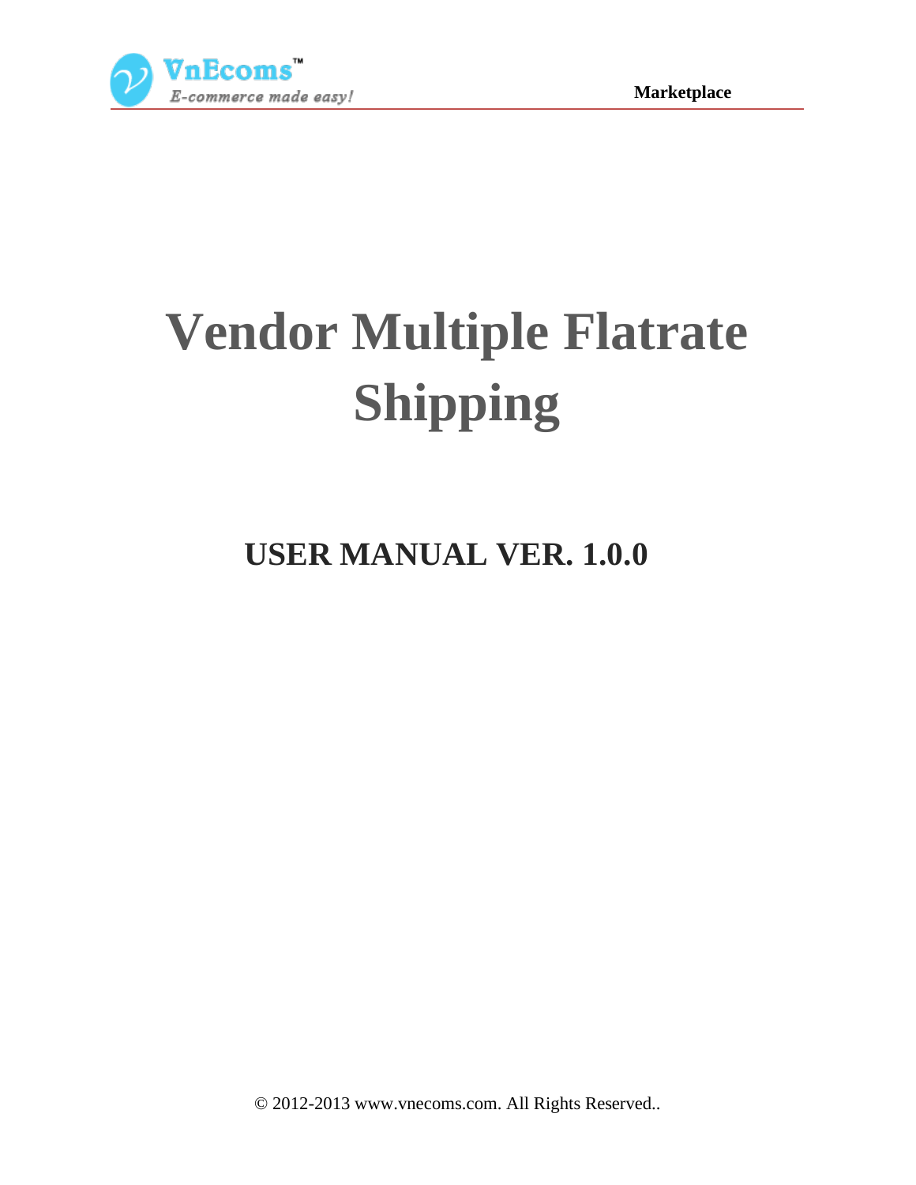# Vendor Multiple Flatrate Shipping

## USER MANUAL VER. 1.0.0

© 2012-2013 www.vnecoms.com. All Rights Reserved..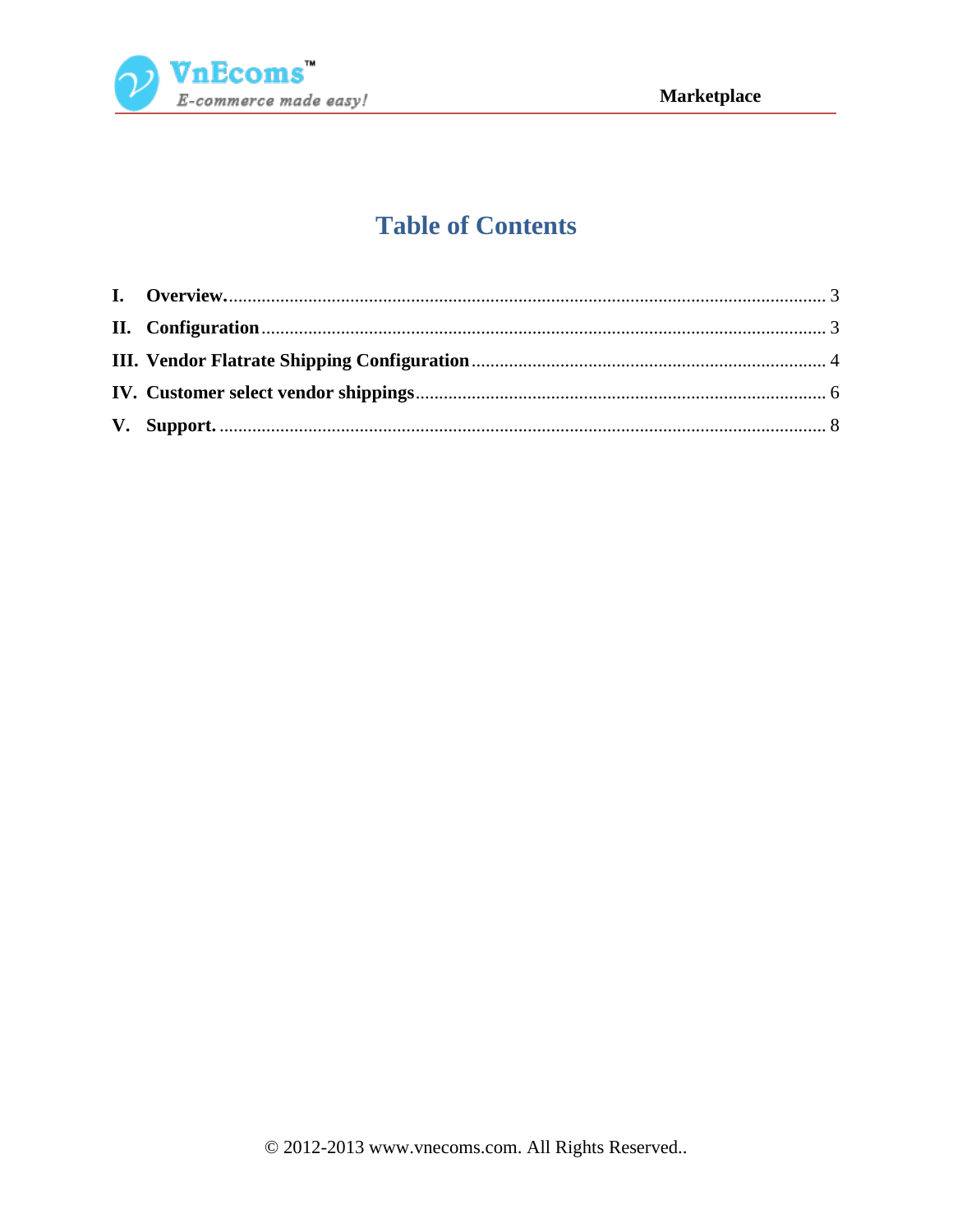# Table of Contents

I. **Overview.** ........................................................................................................................ 3

II. **Configuration** ................................................................................................................ 3

III. **Vendor Flatrate Shipping Configuration** ........................................................................... 4

IV. **Customer select vendor shippings** ................................................................................... 6

V. **Support.** ........................................................................................................................... 8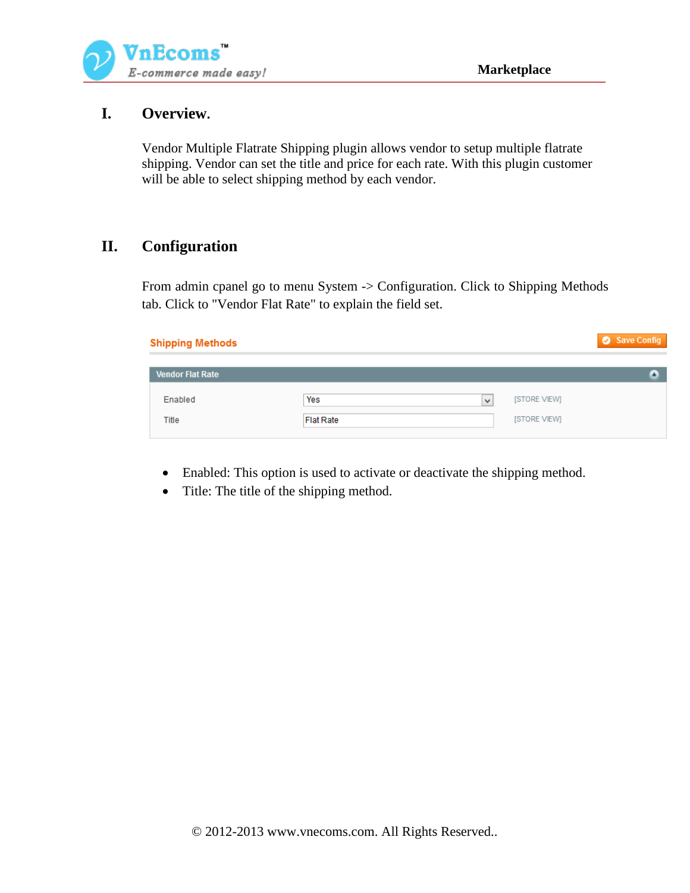## I. Overview.

Vendor Multiple Flatrate Shipping plugin allows vendor to setup multiple flatrate shipping. Vendor can set the title and price for each rate. With this plugin customer will be able to select shipping method by each vendor.

## II. Configuration

From admin cpanel go to menu System -> Configuration. Click to Shipping Methods tab. Click to "Vendor Flat Rate" to explain the field set.

- Enabled: This option is used to activate or deactivate the shipping method.
- Title: The title of the shipping method.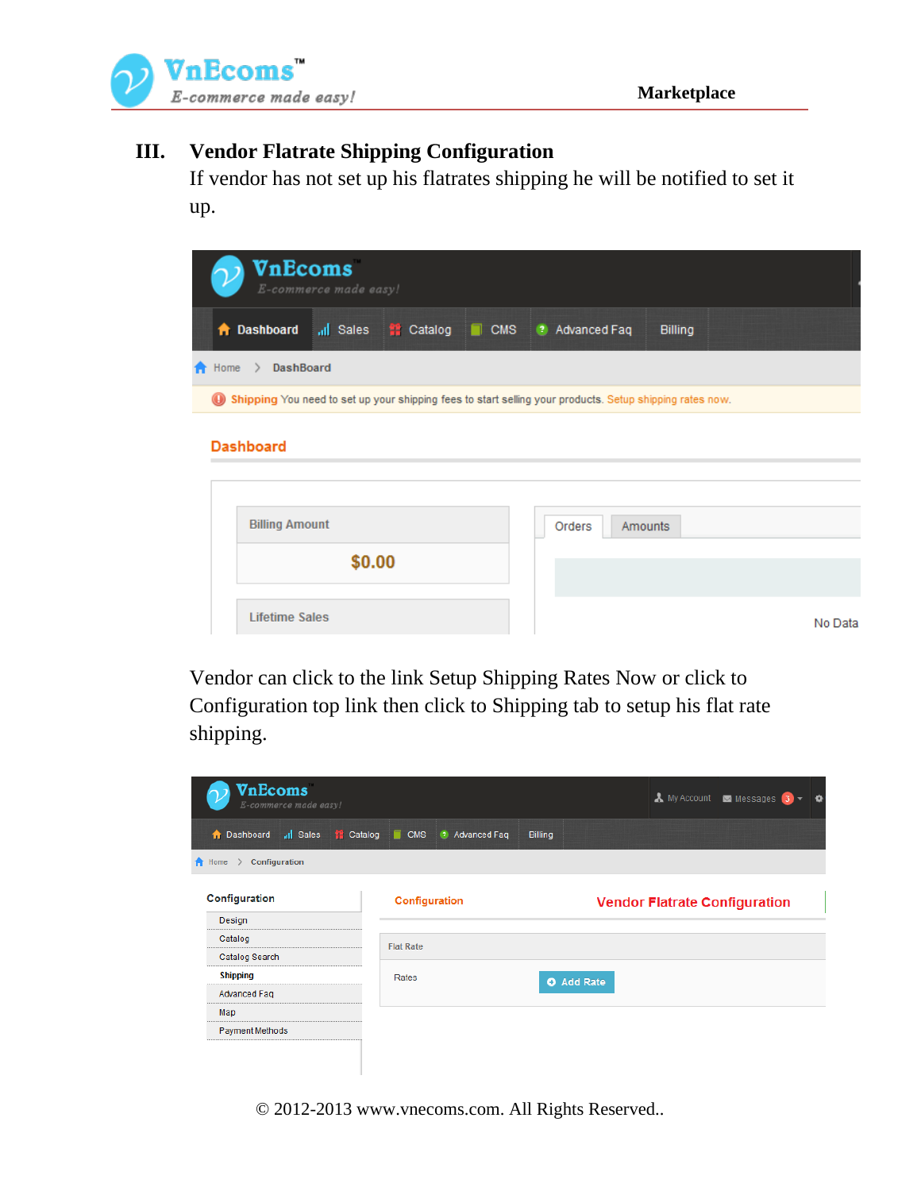## III. Vendor Flatrate Shipping Configuration

If vendor has not set up his flatrates shipping he will be notified to set it up.

Vendor can click to the link Setup Shipping Rates Now or click to Configuration top link then click to Shipping tab to setup his flat rate shipping.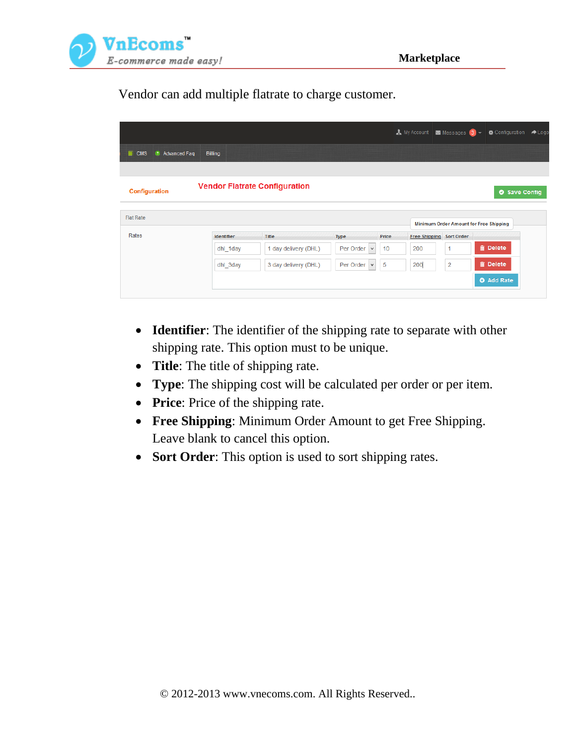Vendor can add multiple flatrate to charge customer.

- **Identifier**: The identifier of the shipping rate to separate with other shipping rate. This option must to be unique.
- **Title**: The title of shipping rate.
- **Type**: The shipping cost will be calculated per order or per item.
- **Price**: Price of the shipping rate.
- **Free Shipping**: Minimum Order Amount to get Free Shipping. Leave blank to cancel this option.
- **Sort Order**: This option is used to sort shipping rates.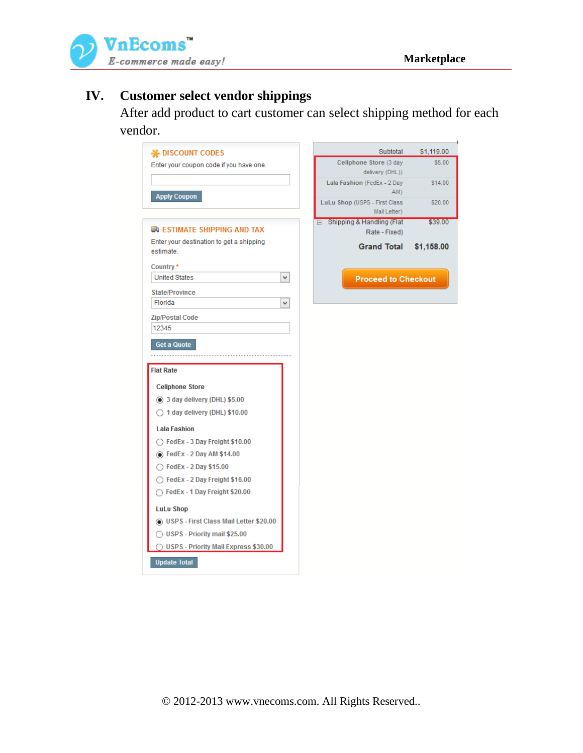## IV. Customer select vendor shippings

After add product to cart customer can select shipping method for each vendor.

**DISCOUNT CODES**

Enter your coupon code if you have one.

Apply Coupon

**ESTIMATE SHIPPING AND TAX**

Enter your destination to get a shipping estimate.

Country *
United States

State/Province
Florida

Zip/Postal Code
12345

Get a Quote

**Flat Rate**

**Cellphone Store**

- (●) 3 day delivery (DHL) $5.00
- ( ) 1 day delivery (DHL) $10.00

**Lala Fashion**

- ( ) FedEx - 3 Day Freight $10.00
- (●) FedEx - 2 Day AM $14.00
- ( ) FedEx - 2 Day $15.00
- ( ) FedEx - 2 Day Freight $16.00
- ( ) FedEx - 1 Day Freight $20.00

**LuLu Shop**

- (●) USPS - First Class Mail Letter $20.00
- ( ) USPS - Priority mail $25.00
- ( ) USPS - Priority Mail Express $30.00

Update Total

| | |
|---|---|
| Subtotal | $1,119.00 |
| Cellphone Store (3 day delivery (DHL)) | $5.00 |
| Lala Fashion (FedEx - 2 Day AM) | $14.00 |
| LuLu Shop (USPS - First Class Mail Letter) | $20.00 |
| Shipping & Handling (Flat Rate - Fixed) | $39.00 |
| **Grand Total** | **$1,158.00** |

Proceed to Checkout

© 2012-2013 www.vnecoms.com. All Rights Reserved..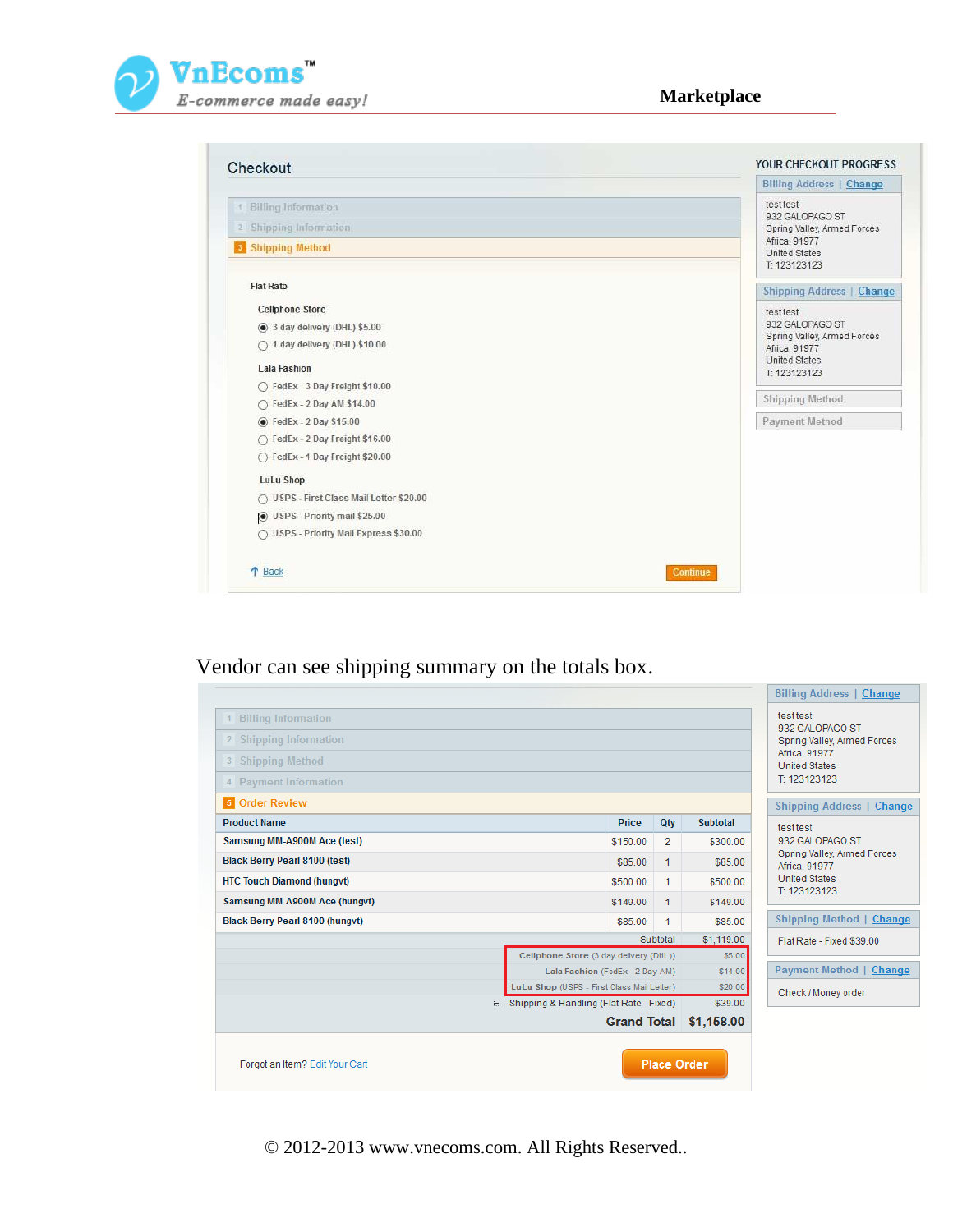Checkout

1 Billing Information
2 Shipping Information
3 Shipping Method

Flat Rate

Cellphone Store
- (●) 3 day delivery (DHL) $5.00
- ( ) 1 day delivery (DHL) $10.00

Lala Fashion
- ( ) FedEx - 3 Day Freight $10.00
- ( ) FedEx - 2 Day AM $14.00
- (●) FedEx - 2 Day $15.00
- ( ) FedEx - 2 Day Freight $16.00
- ( ) FedEx - 1 Day Freight $20.00

LuLu Shop
- ( ) USPS - First Class Mail Letter $20.00
- (●) USPS - Priority mail $25.00
- ( ) USPS - Priority Mail Express $30.00

Back | Continue

YOUR CHECKOUT PROGRESS

Billing Address | Change

test test
932 GALOPAGO ST
Spring Valley, Armed Forces
Africa, 91977
United States
T: 123123123

Shipping Address | Change

test test
932 GALOPAGO ST
Spring Valley, Armed Forces
Africa, 91977
United States
T: 123123123

Shipping Method

Payment Method

Vendor can see shipping summary on the totals box.

1 Billing Information
2 Shipping Information
3 Shipping Method
4 Payment Information
5 Order Review

| Product Name | Price | Qty | Subtotal |
|---|---|---|---|
| Samsung MM-A900M Ace (test) | $150.00 | 2 | $300.00 |
| Black Berry Pearl 8100 (test) | $85.00 | 1 | $85.00 |
| HTC Touch Diamond (hungvt) | $500.00 | 1 | $500.00 |
| Samsung MM-A900M Ace (hungvt) | $149.00 | 1 | $149.00 |
| Black Berry Pearl 8100 (hungvt) | $85.00 | 1 | $85.00 |
| | | Subtotal | $1,119.00 |
| | | Cellphone Store (3 day delivery (DHL)) | $5.00 |
| | | Lala Fashion (FedEx - 2 Day AM) | $14.00 |
| | | LuLu Shop (USPS - First Class Mail Letter) | $20.00 |
| | | Shipping & Handling (Flat Rate - Fixed) | $39.00 |
| | | **Grand Total** | **$1,158.00** |

Forgot an Item? Edit Your Cart | Place Order

Billing Address | Change

test test
932 GALOPAGO ST
Spring Valley, Armed Forces
Africa, 91977
United States
T: 123123123

Shipping Address | Change

test test
932 GALOPAGO ST
Spring Valley, Armed Forces
Africa, 91977
United States
T: 123123123

Shipping Method | Change

Flat Rate - Fixed $39.00

Payment Method | Change

Check / Money order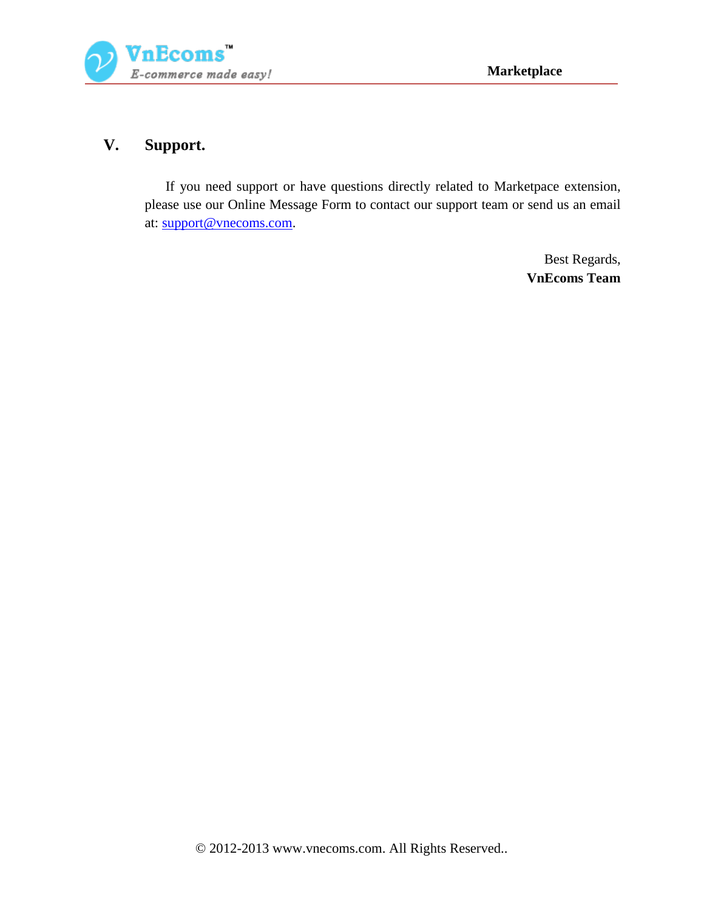## V. Support.

If you need support or have questions directly related to Marketpace extension, please use our Online Message Form to contact our support team or send us an email at: support@vnecoms.com.

Best Regards,
**VnEcoms Team**